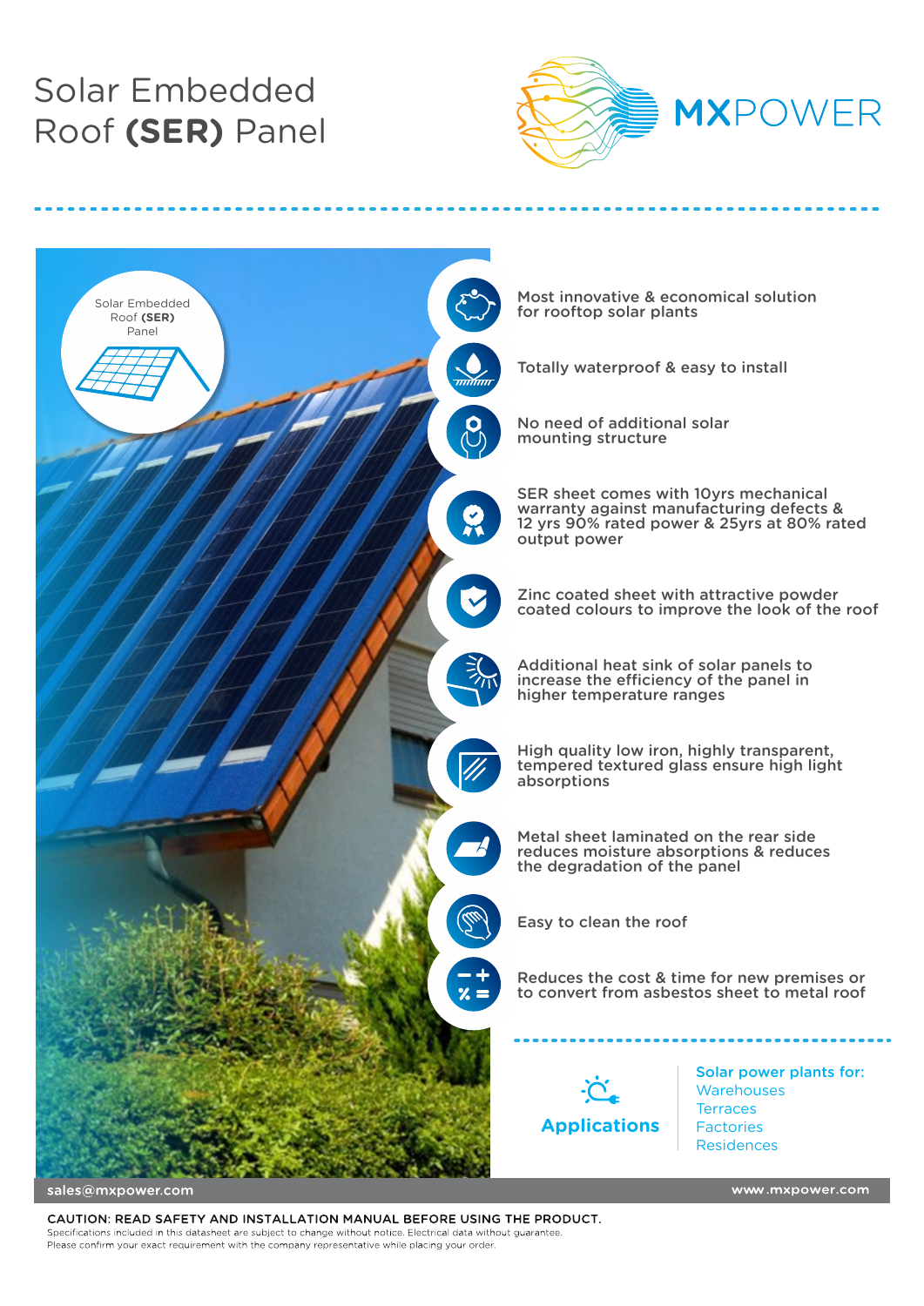# Solar Embedded Roof **(SER)** Panel

MXPOWER

Solar Embedded Roof **(SER)** Panel

- Most innovative & economical solution for rooftop solar plants
- Totally waterproof & easy to install
- No need of additional solar mounting structure
- SER sheet comes with 10yrs mechanical warranty against manufacturing defects & 12 yrs 90% rated power & 25yrs at 80% rated output power
- Zinc coated sheet with attractive powder coated colours to improve the look of the roof
- Additional heat sink of solar panels to increase the efficiency of the panel in higher temperature ranges
- High quality low iron, highly transparent, tempered textured glass ensure high light absorptions
- Metal sheet laminated on the rear side reduces moisture absorptions & reduces the degradation of the panel
- Easy to clean the roof
- Reduces the cost & time for new premises or to convert from asbestos sheet to metal roof

## Applications

**Solar power plants for:**
- Warehouses
- Terraces
- Factories
- Residences

sales@mxpower.com

www.mxpower.com

CAUTION: READ SAFETY AND INSTALLATION MANUAL BEFORE USING THE PRODUCT.

Specifications included in this datasheet are subject to change without notice. Electrical data without guarantee.
Please confirm your exact requirement with the company representative while placing your order.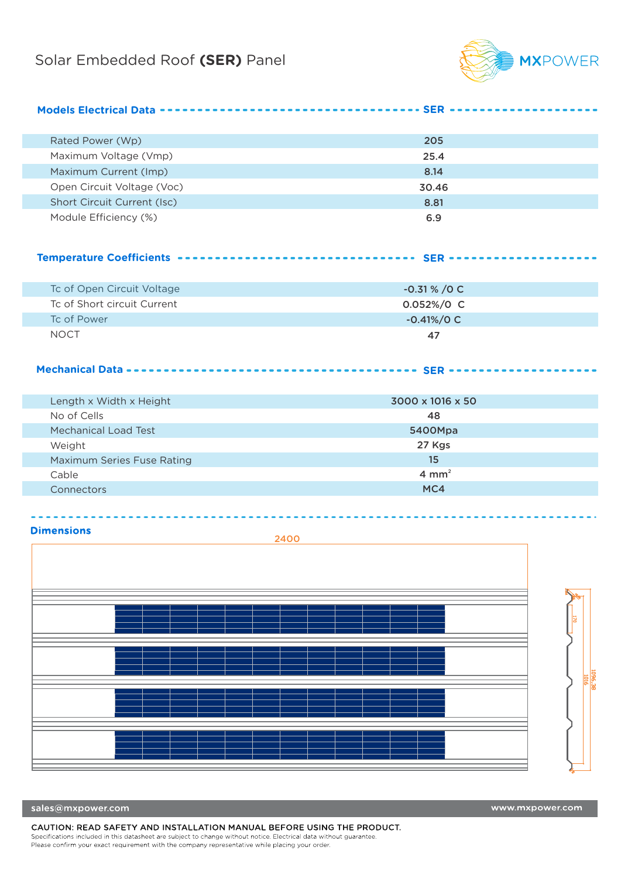# Solar Embedded Roof **(SER)** Panel

MXPOWER

## Models Electrical Data

| | SER |
|---|---|
| Rated Power (Wp) | 205 |
| Maximum Voltage (Vmp) | 25.4 |
| Maximum Current (Imp) | 8.14 |
| Open Circuit Voltage (Voc) | 30.46 |
| Short Circuit Current (Isc) | 8.81 |
| Module Efficiency (%) | 6.9 |

## Temperature Coefficients

| | SER |
|---|---|
| Tc of Open Circuit Voltage | -0.31 % /0 C |
| Tc of Short circuit Current | 0.052%/0 C |
| Tc of Power | -0.41%/0 C |
| NOCT | 47 |

## Mechanical Data

| | SER |
|---|---|
| Length x Width x Height | 3000 x 1016 x 50 |
| No of Cells | 48 |
| Mechanical Load Test | 5400Mpa |
| Weight | 27 Kgs |
| Maximum Series Fuse Rating | 15 |
| Cable | 4 $mm^2$ |
| Connectors | MC4 |

## Dimensions

2400

170

1016

1096,38

sales@mxpower.com

www.mxpower.com

CAUTION: READ SAFETY AND INSTALLATION MANUAL BEFORE USING THE PRODUCT.
Specifications included in this datasheet are subject to change without notice. Electrical data without guarantee.
Please confirm your exact requirement with the company representative while placing your order.